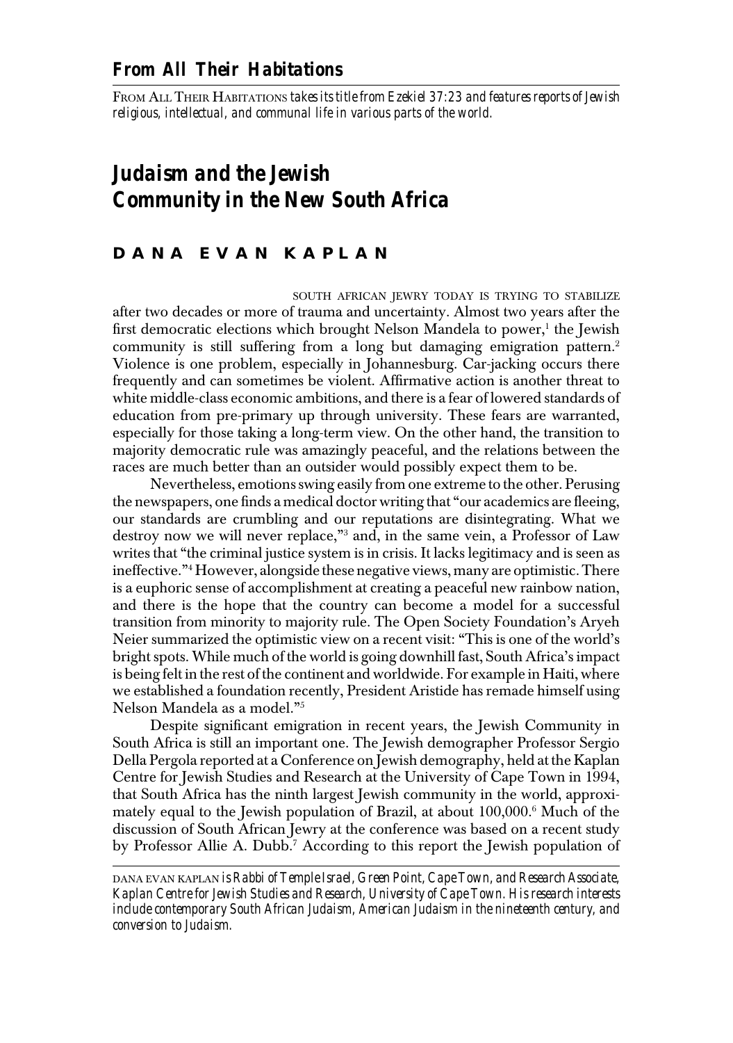## From All Their Habitations

FROM ALL THEIR HABITATIONS *takes its title from Ezekiel 37:23 and features reports of Jewish religious, intellectual, and communal life in various parts of the world.*

# Judaism and the Jewish Community in the New South Africa

**DANA EVAN KAPLAN**

SOUTH AFRICAN JEWRY TODAY IS TRYING TO STABILIZE after two decades or more of trauma and uncertainty. Almost two years after the first democratic elections which brought Nelson Mandela to power,[1] the Jewish community is still suffering from a long but damaging emigration pattern.[2] Violence is one problem, especially in Johannesburg. Car-jacking occurs there frequently and can sometimes be violent. Affirmative action is another threat to white middle-class economic ambitions, and there is a fear of lowered standards of education from pre-primary up through university. These fears are warranted, especially for those taking a long-term view. On the other hand, the transition to majority democratic rule was amazingly peaceful, and the relations between the races are much better than an outsider would possibly expect them to be.

Nevertheless, emotions swing easily from one extreme to the other. Perusing the newspapers, one finds a medical doctor writing that "our academics are fleeing, our standards are crumbling and our reputations are disintegrating. What we destroy now we will never replace,"[3] and, in the same vein, a Professor of Law writes that "the criminal justice system is in crisis. It lacks legitimacy and is seen as ineffective."[4] However, alongside these negative views, many are optimistic. There is a euphoric sense of accomplishment at creating a peaceful new rainbow nation, and there is the hope that the country can become a model for a successful transition from minority to majority rule. The Open Society Foundation's Aryeh Neier summarized the optimistic view on a recent visit: "This is one of the world's bright spots. While much of the world is going downhill fast, South Africa's impact is being felt in the rest of the continent and worldwide. For example in Haiti, where we established a foundation recently, President Aristide has remade himself using Nelson Mandela as a model."[5]

Despite significant emigration in recent years, the Jewish Community in South Africa is still an important one. The Jewish demographer Professor Sergio Della Pergola reported at a Conference on Jewish demography, held at the Kaplan Centre for Jewish Studies and Research at the University of Cape Town in 1994, that South Africa has the ninth largest Jewish community in the world, approximately equal to the Jewish population of Brazil, at about 100,000.[6] Much of the discussion of South African Jewry at the conference was based on a recent study by Professor Allie A. Dubb.[7] According to this report the Jewish population of

DANA EVAN KAPLAN *is Rabbi of Temple Israel, Green Point, Cape Town, and Research Associate, Kaplan Centre for Jewish Studies and Research, University of Cape Town. His research interests include contemporary South African Judaism, American Judaism in the nineteenth century, and conversion to Judaism.*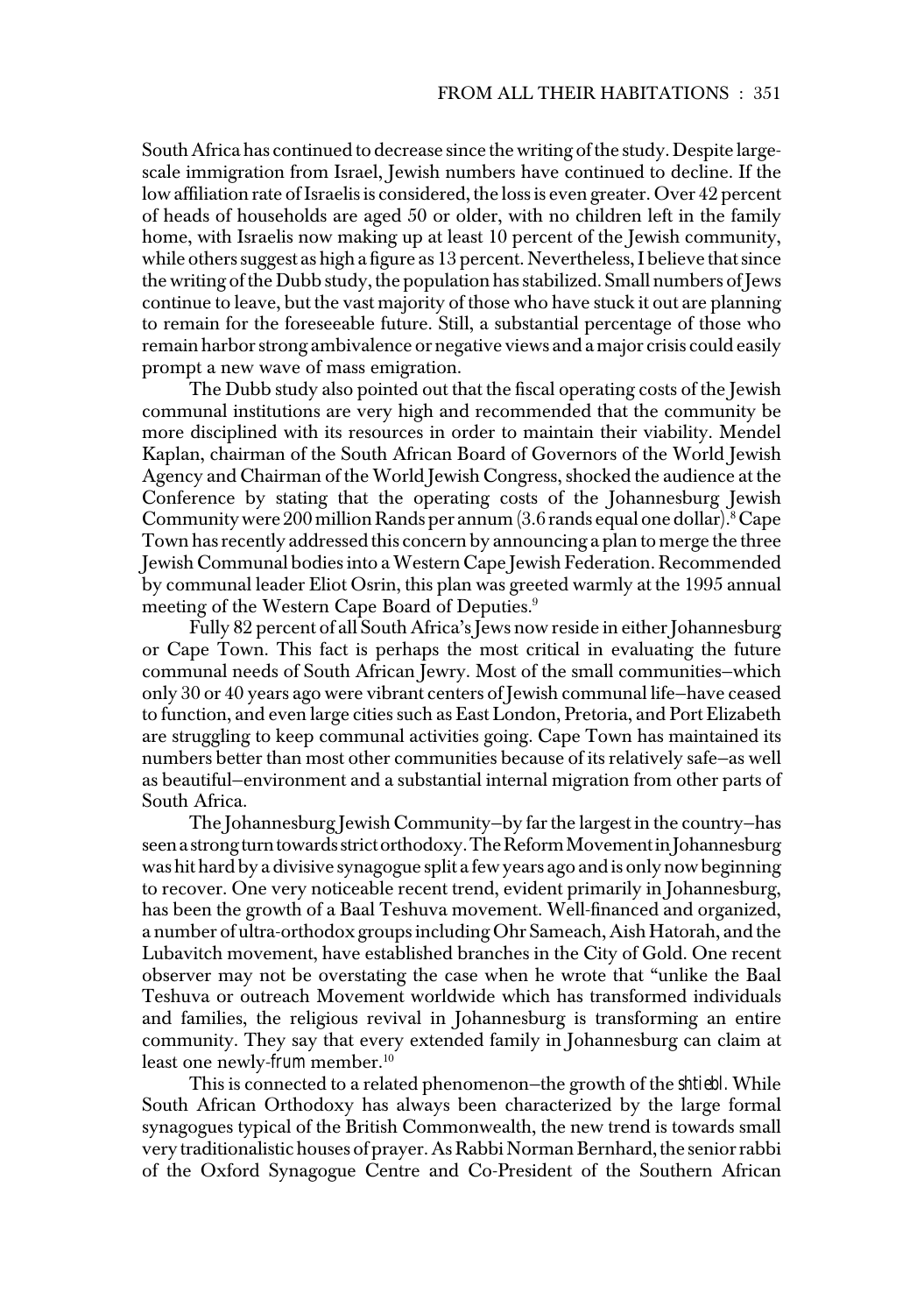South Africa has continued to decrease since the writing of the study. Despite large-scale immigration from Israel, Jewish numbers have continued to decline. If the low affiliation rate of Israelis is considered, the loss is even greater. Over 42 percent of heads of households are aged 50 or older, with no children left in the family home, with Israelis now making up at least 10 percent of the Jewish community, while others suggest as high a figure as 13 percent. Nevertheless, I believe that since the writing of the Dubb study, the population has stabilized. Small numbers of Jews continue to leave, but the vast majority of those who have stuck it out are planning to remain for the foreseeable future. Still, a substantial percentage of those who remain harbor strong ambivalence or negative views and a major crisis could easily prompt a new wave of mass emigration.

The Dubb study also pointed out that the fiscal operating costs of the Jewish communal institutions are very high and recommended that the community be more disciplined with its resources in order to maintain their viability. Mendel Kaplan, chairman of the South African Board of Governors of the World Jewish Agency and Chairman of the World Jewish Congress, shocked the audience at the Conference by stating that the operating costs of the Johannesburg Jewish Community were 200 million Rands per annum (3.6 rands equal one dollar).[8] Cape Town has recently addressed this concern by announcing a plan to merge the three Jewish Communal bodies into a Western Cape Jewish Federation. Recommended by communal leader Eliot Osrin, this plan was greeted warmly at the 1995 annual meeting of the Western Cape Board of Deputies.[9]

Fully 82 percent of all South Africa's Jews now reside in either Johannesburg or Cape Town. This fact is perhaps the most critical in evaluating the future communal needs of South African Jewry. Most of the small communities—which only 30 or 40 years ago were vibrant centers of Jewish communal life—have ceased to function, and even large cities such as East London, Pretoria, and Port Elizabeth are struggling to keep communal activities going. Cape Town has maintained its numbers better than most other communities because of its relatively safe—as well as beautiful—environment and a substantial internal migration from other parts of South Africa.

The Johannesburg Jewish Community—by far the largest in the country—has seen a strong turn towards strict orthodoxy. The Reform Movement in Johannesburg was hit hard by a divisive synagogue split a few years ago and is only now beginning to recover. One very noticeable recent trend, evident primarily in Johannesburg, has been the growth of a Baal Teshuva movement. Well-financed and organized, a number of ultra-orthodox groups including Ohr Sameach, Aish Hatorah, and the Lubavitch movement, have established branches in the City of Gold. One recent observer may not be overstating the case when he wrote that "unlike the Baal Teshuva or outreach Movement worldwide which has transformed individuals and families, the religious revival in Johannesburg is transforming an entire community. They say that every extended family in Johannesburg can claim at least one newly-*frum* member.[10]

This is connected to a related phenomenon—the growth of the *shtiebl*. While South African Orthodoxy has always been characterized by the large formal synagogues typical of the British Commonwealth, the new trend is towards small very traditionalistic houses of prayer. As Rabbi Norman Bernhard, the senior rabbi of the Oxford Synagogue Centre and Co-President of the Southern African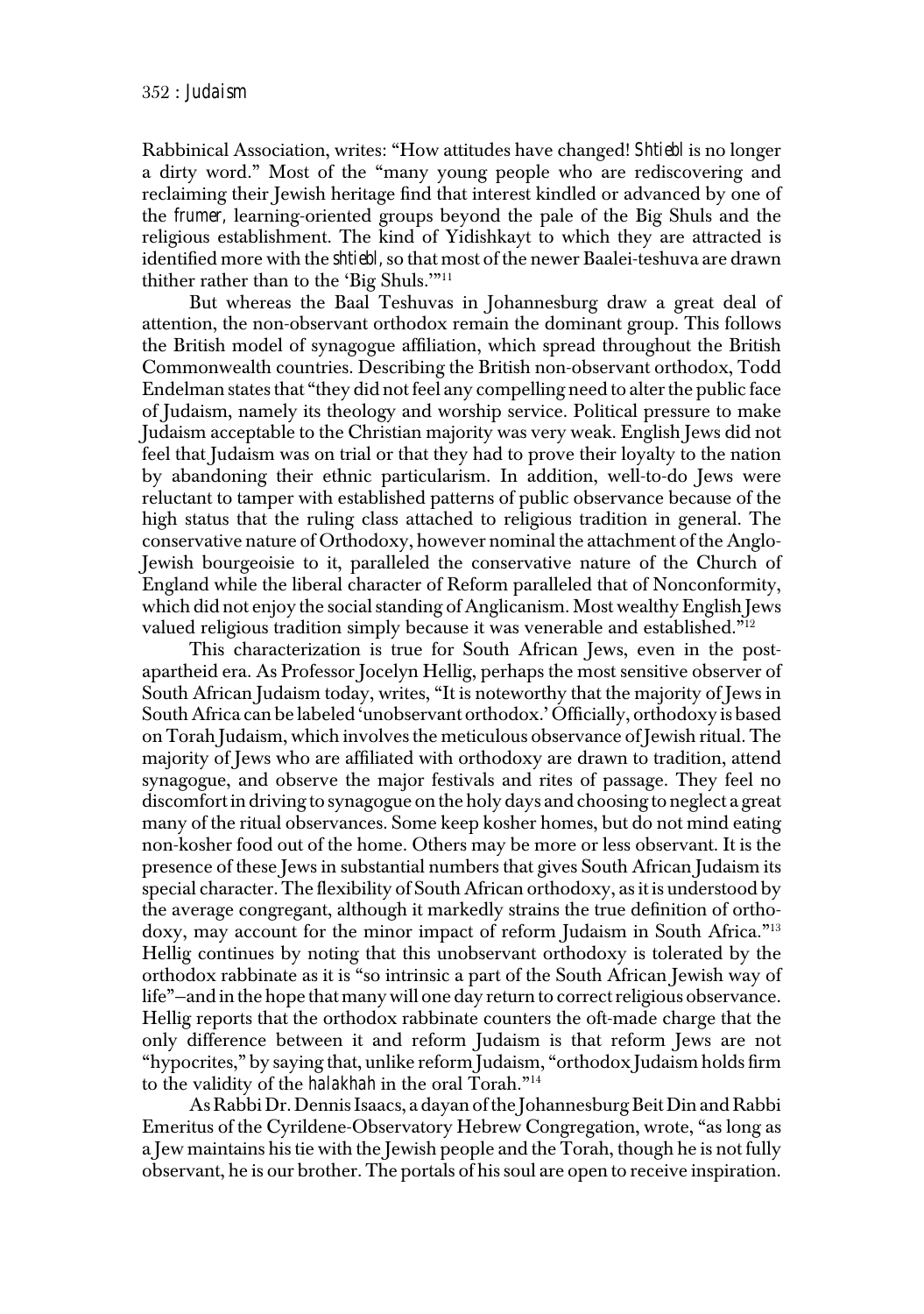Rabbinical Association, writes: "How attitudes have changed! *Shtiebl* is no longer a dirty word." Most of the "many young people who are rediscovering and reclaiming their Jewish heritage find that interest kindled or advanced by one of the *frumer,* learning-oriented groups beyond the pale of the Big Shuls and the religious establishment. The kind of Yidishkayt to which they are attracted is identified more with the *shtiebl,* so that most of the newer Baalei-teshuva are drawn thither rather than to the 'Big Shuls.'"[11]

But whereas the Baal Teshuvas in Johannesburg draw a great deal of attention, the non-observant orthodox remain the dominant group. This follows the British model of synagogue affiliation, which spread throughout the British Commonwealth countries. Describing the British non-observant orthodox, Todd Endelman states that "they did not feel any compelling need to alter the public face of Judaism, namely its theology and worship service. Political pressure to make Judaism acceptable to the Christian majority was very weak. English Jews did not feel that Judaism was on trial or that they had to prove their loyalty to the nation by abandoning their ethnic particularism. In addition, well-to-do Jews were reluctant to tamper with established patterns of public observance because of the high status that the ruling class attached to religious tradition in general. The conservative nature of Orthodoxy, however nominal the attachment of the Anglo-Jewish bourgeoisie to it, paralleled the conservative nature of the Church of England while the liberal character of Reform paralleled that of Nonconformity, which did not enjoy the social standing of Anglicanism. Most wealthy English Jews valued religious tradition simply because it was venerable and established."[12]

This characterization is true for South African Jews, even in the post-apartheid era. As Professor Jocelyn Hellig, perhaps the most sensitive observer of South African Judaism today, writes, "It is noteworthy that the majority of Jews in South Africa can be labeled 'unobservant orthodox.' Officially, orthodoxy is based on Torah Judaism, which involves the meticulous observance of Jewish ritual. The majority of Jews who are affiliated with orthodoxy are drawn to tradition, attend synagogue, and observe the major festivals and rites of passage. They feel no discomfort in driving to synagogue on the holy days and choosing to neglect a great many of the ritual observances. Some keep kosher homes, but do not mind eating non-kosher food out of the home. Others may be more or less observant. It is the presence of these Jews in substantial numbers that gives South African Judaism its special character. The flexibility of South African orthodoxy, as it is understood by the average congregant, although it markedly strains the true definition of orthodoxy, may account for the minor impact of reform Judaism in South Africa."[13] Hellig continues by noting that this unobservant orthodoxy is tolerated by the orthodox rabbinate as it is "so intrinsic a part of the South African Jewish way of life"—and in the hope that many will one day return to correct religious observance. Hellig reports that the orthodox rabbinate counters the oft-made charge that the only difference between it and reform Judaism is that reform Jews are not "hypocrites," by saying that, unlike reform Judaism, "orthodox Judaism holds firm to the validity of the *halakhah* in the oral Torah."[14]

As Rabbi Dr. Dennis Isaacs, a dayan of the Johannesburg Beit Din and Rabbi Emeritus of the Cyrildene-Observatory Hebrew Congregation, wrote, "as long as a Jew maintains his tie with the Jewish people and the Torah, though he is not fully observant, he is our brother. The portals of his soul are open to receive inspiration.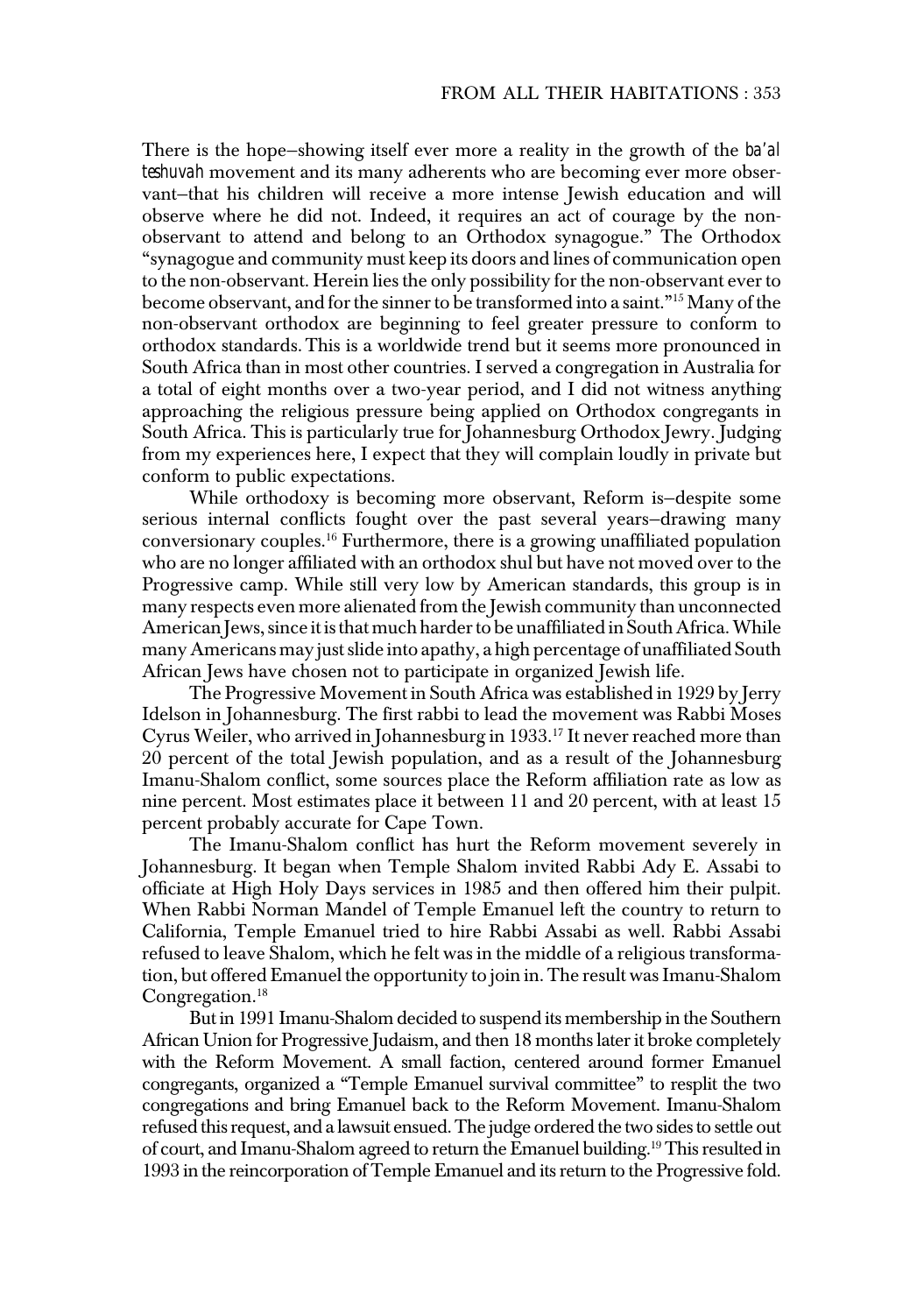There is the hope—showing itself ever more a reality in the growth of the *ba'al teshuvah* movement and its many adherents who are becoming ever more observant—that his children will receive a more intense Jewish education and will observe where he did not. Indeed, it requires an act of courage by the non-observant to attend and belong to an Orthodox synagogue." The Orthodox "synagogue and community must keep its doors and lines of communication open to the non-observant. Herein lies the only possibility for the non-observant ever to become observant, and for the sinner to be transformed into a saint."[15] Many of the non-observant orthodox are beginning to feel greater pressure to conform to orthodox standards. This is a worldwide trend but it seems more pronounced in South Africa than in most other countries. I served a congregation in Australia for a total of eight months over a two-year period, and I did not witness anything approaching the religious pressure being applied on Orthodox congregants in South Africa. This is particularly true for Johannesburg Orthodox Jewry. Judging from my experiences here, I expect that they will complain loudly in private but conform to public expectations.

While orthodoxy is becoming more observant, Reform is—despite some serious internal conflicts fought over the past several years—drawing many conversionary couples.[16] Furthermore, there is a growing unaffiliated population who are no longer affiliated with an orthodox shul but have not moved over to the Progressive camp. While still very low by American standards, this group is in many respects even more alienated from the Jewish community than unconnected American Jews, since it is that much harder to be unaffiliated in South Africa. While many Americans may just slide into apathy, a high percentage of unaffiliated South African Jews have chosen not to participate in organized Jewish life.

The Progressive Movement in South Africa was established in 1929 by Jerry Idelson in Johannesburg. The first rabbi to lead the movement was Rabbi Moses Cyrus Weiler, who arrived in Johannesburg in 1933.[17] It never reached more than 20 percent of the total Jewish population, and as a result of the Johannesburg Imanu-Shalom conflict, some sources place the Reform affiliation rate as low as nine percent. Most estimates place it between 11 and 20 percent, with at least 15 percent probably accurate for Cape Town.

The Imanu-Shalom conflict has hurt the Reform movement severely in Johannesburg. It began when Temple Shalom invited Rabbi Ady E. Assabi to officiate at High Holy Days services in 1985 and then offered him their pulpit. When Rabbi Norman Mandel of Temple Emanuel left the country to return to California, Temple Emanuel tried to hire Rabbi Assabi as well. Rabbi Assabi refused to leave Shalom, which he felt was in the middle of a religious transformation, but offered Emanuel the opportunity to join in. The result was Imanu-Shalom Congregation.[18]

But in 1991 Imanu-Shalom decided to suspend its membership in the Southern African Union for Progressive Judaism, and then 18 months later it broke completely with the Reform Movement. A small faction, centered around former Emanuel congregants, organized a "Temple Emanuel survival committee" to resplit the two congregations and bring Emanuel back to the Reform Movement. Imanu-Shalom refused this request, and a lawsuit ensued. The judge ordered the two sides to settle out of court, and Imanu-Shalom agreed to return the Emanuel building.[19] This resulted in 1993 in the reincorporation of Temple Emanuel and its return to the Progressive fold.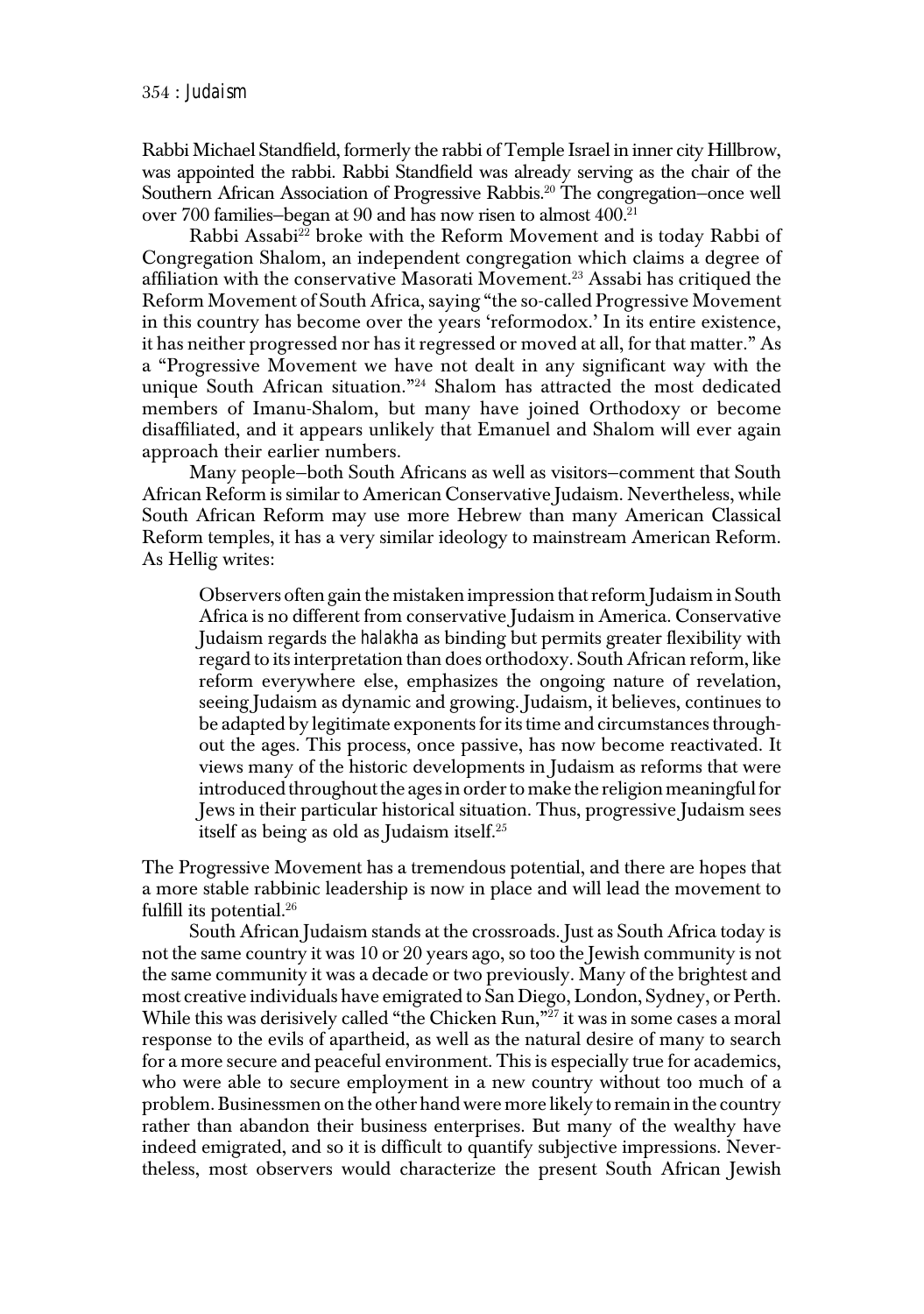Rabbi Michael Standfield, formerly the rabbi of Temple Israel in inner city Hillbrow, was appointed the rabbi. Rabbi Standfield was already serving as the chair of the Southern African Association of Progressive Rabbis.[20] The congregation–once well over 700 families–began at 90 and has now risen to almost 400.[21]

Rabbi Assabi[22] broke with the Reform Movement and is today Rabbi of Congregation Shalom, an independent congregation which claims a degree of affiliation with the conservative Masorati Movement.[23] Assabi has critiqued the Reform Movement of South Africa, saying "the so-called Progressive Movement in this country has become over the years 'reformodox.' In its entire existence, it has neither progressed nor has it regressed or moved at all, for that matter." As a "Progressive Movement we have not dealt in any significant way with the unique South African situation."[24] Shalom has attracted the most dedicated members of Imanu-Shalom, but many have joined Orthodoxy or become disaffiliated, and it appears unlikely that Emanuel and Shalom will ever again approach their earlier numbers.

Many people–both South Africans as well as visitors–comment that South African Reform is similar to American Conservative Judaism. Nevertheless, while South African Reform may use more Hebrew than many American Classical Reform temples, it has a very similar ideology to mainstream American Reform. As Hellig writes:

> Observers often gain the mistaken impression that reform Judaism in South Africa is no different from conservative Judaism in America. Conservative Judaism regards the *halakha* as binding but permits greater flexibility with regard to its interpretation than does orthodoxy. South African reform, like reform everywhere else, emphasizes the ongoing nature of revelation, seeing Judaism as dynamic and growing. Judaism, it believes, continues to be adapted by legitimate exponents for its time and circumstances throughout the ages. This process, once passive, has now become reactivated. It views many of the historic developments in Judaism as reforms that were introduced throughout the ages in order to make the religion meaningful for Jews in their particular historical situation. Thus, progressive Judaism sees itself as being as old as Judaism itself.[25]

The Progressive Movement has a tremendous potential, and there are hopes that a more stable rabbinic leadership is now in place and will lead the movement to fulfill its potential.[26]

South African Judaism stands at the crossroads. Just as South Africa today is not the same country it was 10 or 20 years ago, so too the Jewish community is not the same community it was a decade or two previously. Many of the brightest and most creative individuals have emigrated to San Diego, London, Sydney, or Perth. While this was derisively called "the Chicken Run,"[27] it was in some cases a moral response to the evils of apartheid, as well as the natural desire of many to search for a more secure and peaceful environment. This is especially true for academics, who were able to secure employment in a new country without too much of a problem. Businessmen on the other hand were more likely to remain in the country rather than abandon their business enterprises. But many of the wealthy have indeed emigrated, and so it is difficult to quantify subjective impressions. Nevertheless, most observers would characterize the present South African Jewish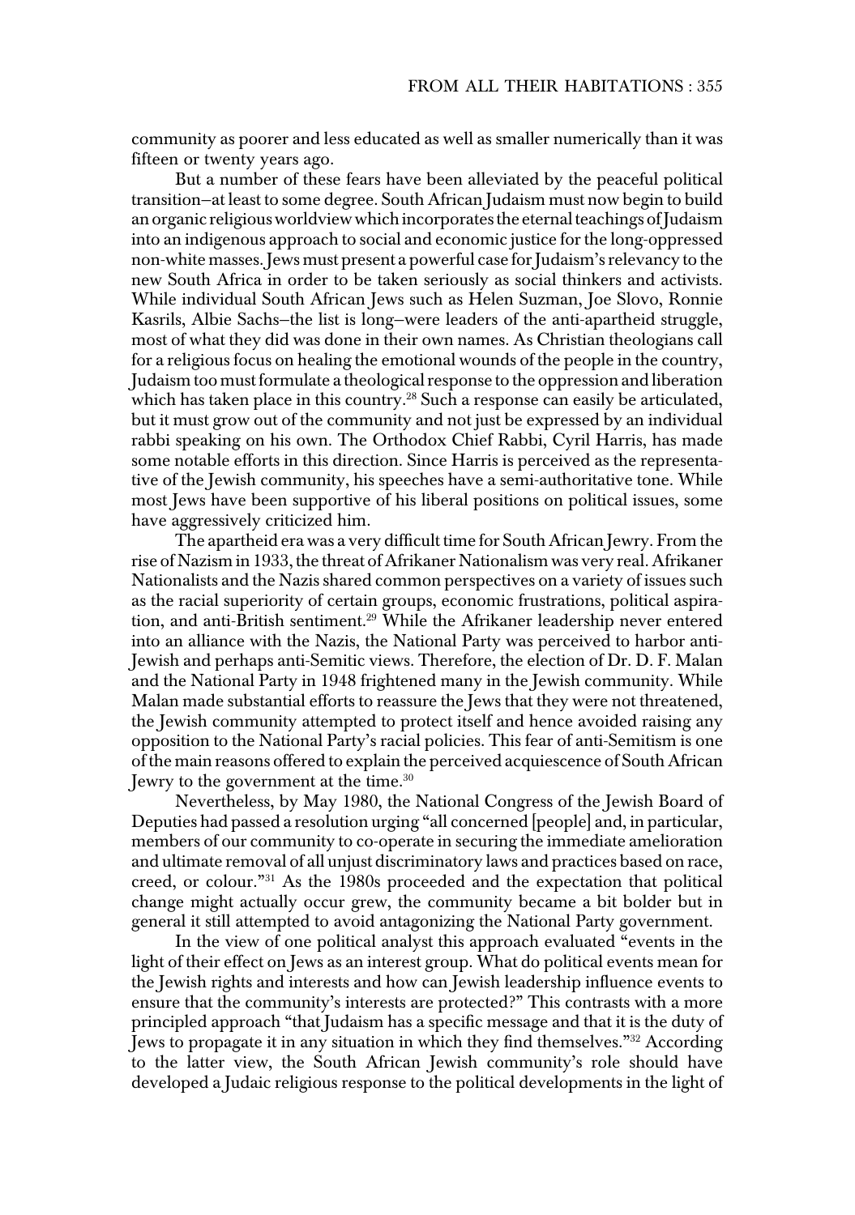community as poorer and less educated as well as smaller numerically than it was fifteen or twenty years ago.

But a number of these fears have been alleviated by the peaceful political transition—at least to some degree. South African Judaism must now begin to build an organic religious worldview which incorporates the eternal teachings of Judaism into an indigenous approach to social and economic justice for the long-oppressed non-white masses. Jews must present a powerful case for Judaism's relevancy to the new South Africa in order to be taken seriously as social thinkers and activists. While individual South African Jews such as Helen Suzman, Joe Slovo, Ronnie Kasrils, Albie Sachs—the list is long—were leaders of the anti-apartheid struggle, most of what they did was done in their own names. As Christian theologians call for a religious focus on healing the emotional wounds of the people in the country, Judaism too must formulate a theological response to the oppression and liberation which has taken place in this country.[28] Such a response can easily be articulated, but it must grow out of the community and not just be expressed by an individual rabbi speaking on his own. The Orthodox Chief Rabbi, Cyril Harris, has made some notable efforts in this direction. Since Harris is perceived as the representative of the Jewish community, his speeches have a semi-authoritative tone. While most Jews have been supportive of his liberal positions on political issues, some have aggressively criticized him.

The apartheid era was a very difficult time for South African Jewry. From the rise of Nazism in 1933, the threat of Afrikaner Nationalism was very real. Afrikaner Nationalists and the Nazis shared common perspectives on a variety of issues such as the racial superiority of certain groups, economic frustrations, political aspiration, and anti-British sentiment.[29] While the Afrikaner leadership never entered into an alliance with the Nazis, the National Party was perceived to harbor anti-Jewish and perhaps anti-Semitic views. Therefore, the election of Dr. D. F. Malan and the National Party in 1948 frightened many in the Jewish community. While Malan made substantial efforts to reassure the Jews that they were not threatened, the Jewish community attempted to protect itself and hence avoided raising any opposition to the National Party's racial policies. This fear of anti-Semitism is one of the main reasons offered to explain the perceived acquiescence of South African Jewry to the government at the time.[30]

Nevertheless, by May 1980, the National Congress of the Jewish Board of Deputies had passed a resolution urging "all concerned [people] and, in particular, members of our community to co-operate in securing the immediate amelioration and ultimate removal of all unjust discriminatory laws and practices based on race, creed, or colour."[31] As the 1980s proceeded and the expectation that political change might actually occur grew, the community became a bit bolder but in general it still attempted to avoid antagonizing the National Party government.

In the view of one political analyst this approach evaluated "events in the light of their effect on Jews as an interest group. What do political events mean for the Jewish rights and interests and how can Jewish leadership influence events to ensure that the community's interests are protected?" This contrasts with a more principled approach "that Judaism has a specific message and that it is the duty of Jews to propagate it in any situation in which they find themselves."[32] According to the latter view, the South African Jewish community's role should have developed a Judaic religious response to the political developments in the light of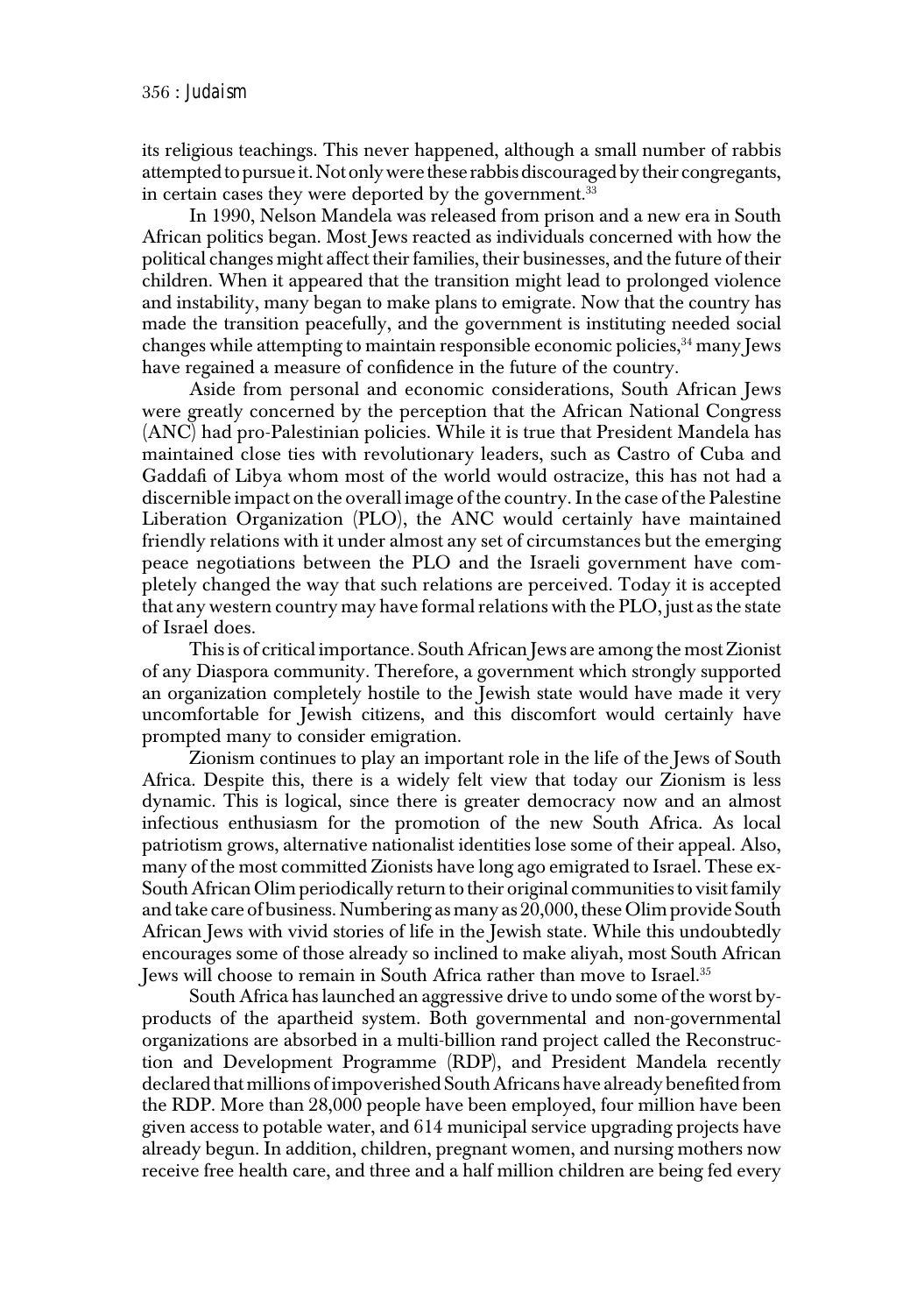its religious teachings. This never happened, although a small number of rabbis attempted to pursue it. Not only were these rabbis discouraged by their congregants, in certain cases they were deported by the government.[33]

In 1990, Nelson Mandela was released from prison and a new era in South African politics began. Most Jews reacted as individuals concerned with how the political changes might affect their families, their businesses, and the future of their children. When it appeared that the transition might lead to prolonged violence and instability, many began to make plans to emigrate. Now that the country has made the transition peacefully, and the government is instituting needed social changes while attempting to maintain responsible economic policies,[34] many Jews have regained a measure of confidence in the future of the country.

Aside from personal and economic considerations, South African Jews were greatly concerned by the perception that the African National Congress (ANC) had pro-Palestinian policies. While it is true that President Mandela has maintained close ties with revolutionary leaders, such as Castro of Cuba and Gaddafi of Libya whom most of the world would ostracize, this has not had a discernible impact on the overall image of the country. In the case of the Palestine Liberation Organization (PLO), the ANC would certainly have maintained friendly relations with it under almost any set of circumstances but the emerging peace negotiations between the PLO and the Israeli government have completely changed the way that such relations are perceived. Today it is accepted that any western country may have formal relations with the PLO, just as the state of Israel does.

This is of critical importance. South African Jews are among the most Zionist of any Diaspora community. Therefore, a government which strongly supported an organization completely hostile to the Jewish state would have made it very uncomfortable for Jewish citizens, and this discomfort would certainly have prompted many to consider emigration.

Zionism continues to play an important role in the life of the Jews of South Africa. Despite this, there is a widely felt view that today our Zionism is less dynamic. This is logical, since there is greater democracy now and an almost infectious enthusiasm for the promotion of the new South Africa. As local patriotism grows, alternative nationalist identities lose some of their appeal. Also, many of the most committed Zionists have long ago emigrated to Israel. These ex-South African Olim periodically return to their original communities to visit family and take care of business. Numbering as many as 20,000, these Olim provide South African Jews with vivid stories of life in the Jewish state. While this undoubtedly encourages some of those already so inclined to make aliyah, most South African Jews will choose to remain in South Africa rather than move to Israel.[35]

South Africa has launched an aggressive drive to undo some of the worst by-products of the apartheid system. Both governmental and non-governmental organizations are absorbed in a multi-billion rand project called the Reconstruction and Development Programme (RDP), and President Mandela recently declared that millions of impoverished South Africans have already benefited from the RDP. More than 28,000 people have been employed, four million have been given access to potable water, and 614 municipal service upgrading projects have already begun. In addition, children, pregnant women, and nursing mothers now receive free health care, and three and a half million children are being fed every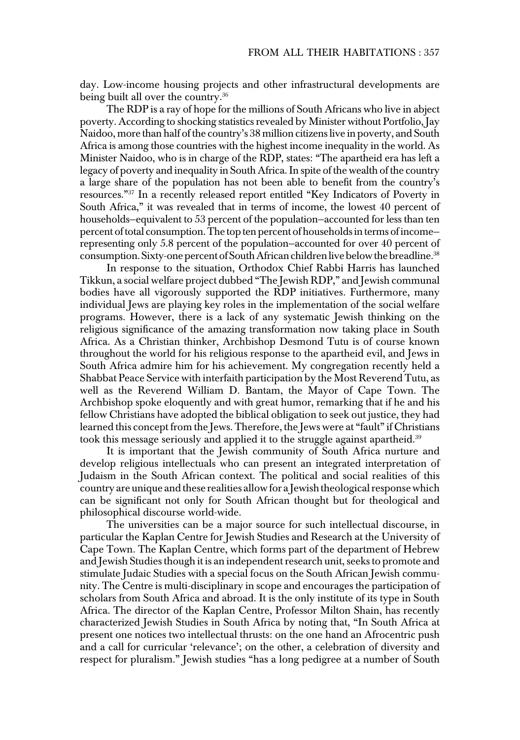day. Low-income housing projects and other infrastructural developments are being built all over the country.[36]

The RDP is a ray of hope for the millions of South Africans who live in abject poverty. According to shocking statistics revealed by Minister without Portfolio, Jay Naidoo, more than half of the country's 38 million citizens live in poverty, and South Africa is among those countries with the highest income inequality in the world. As Minister Naidoo, who is in charge of the RDP, states: "The apartheid era has left a legacy of poverty and inequality in South Africa. In spite of the wealth of the country a large share of the population has not been able to benefit from the country's resources."[37] In a recently released report entitled "Key Indicators of Poverty in South Africa," it was revealed that in terms of income, the lowest 40 percent of households–equivalent to 53 percent of the population–accounted for less than ten percent of total consumption. The top ten percent of households in terms of income–representing only 5.8 percent of the population–accounted for over 40 percent of consumption. Sixty-one percent of South African children live below the breadline.[38]

In response to the situation, Orthodox Chief Rabbi Harris has launched Tikkun, a social welfare project dubbed "The Jewish RDP," and Jewish communal bodies have all vigorously supported the RDP initiatives. Furthermore, many individual Jews are playing key roles in the implementation of the social welfare programs. However, there is a lack of any systematic Jewish thinking on the religious significance of the amazing transformation now taking place in South Africa. As a Christian thinker, Archbishop Desmond Tutu is of course known throughout the world for his religious response to the apartheid evil, and Jews in South Africa admire him for his achievement. My congregation recently held a Shabbat Peace Service with interfaith participation by the Most Reverend Tutu, as well as the Reverend William D. Bantam, the Mayor of Cape Town. The Archbishop spoke eloquently and with great humor, remarking that if he and his fellow Christians have adopted the biblical obligation to seek out justice, they had learned this concept from the Jews. Therefore, the Jews were at "fault" if Christians took this message seriously and applied it to the struggle against apartheid.[39]

It is important that the Jewish community of South Africa nurture and develop religious intellectuals who can present an integrated interpretation of Judaism in the South African context. The political and social realities of this country are unique and these realities allow for a Jewish theological response which can be significant not only for South African thought but for theological and philosophical discourse world-wide.

The universities can be a major source for such intellectual discourse, in particular the Kaplan Centre for Jewish Studies and Research at the University of Cape Town. The Kaplan Centre, which forms part of the department of Hebrew and Jewish Studies though it is an independent research unit, seeks to promote and stimulate Judaic Studies with a special focus on the South African Jewish community. The Centre is multi-disciplinary in scope and encourages the participation of scholars from South Africa and abroad. It is the only institute of its type in South Africa. The director of the Kaplan Centre, Professor Milton Shain, has recently characterized Jewish Studies in South Africa by noting that, "In South Africa at present one notices two intellectual thrusts: on the one hand an Afrocentric push and a call for curricular 'relevance'; on the other, a celebration of diversity and respect for pluralism." Jewish studies "has a long pedigree at a number of South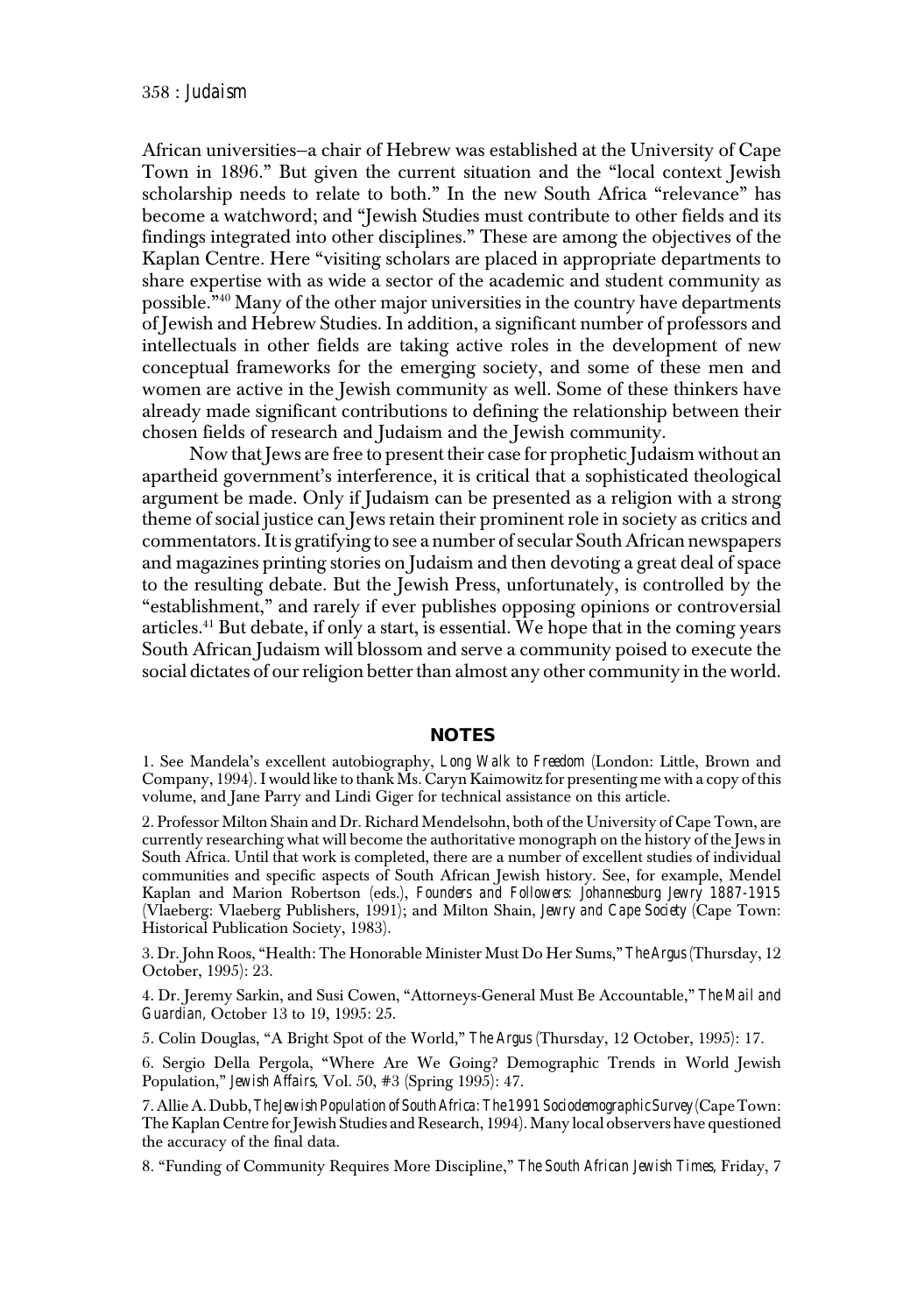African universities—a chair of Hebrew was established at the University of Cape Town in 1896." But given the current situation and the "local context Jewish scholarship needs to relate to both." In the new South Africa "relevance" has become a watchword; and "Jewish Studies must contribute to other fields and its findings integrated into other disciplines." These are among the objectives of the Kaplan Centre. Here "visiting scholars are placed in appropriate departments to share expertise with as wide a sector of the academic and student community as possible."[40] Many of the other major universities in the country have departments of Jewish and Hebrew Studies. In addition, a significant number of professors and intellectuals in other fields are taking active roles in the development of new conceptual frameworks for the emerging society, and some of these men and women are active in the Jewish community as well. Some of these thinkers have already made significant contributions to defining the relationship between their chosen fields of research and Judaism and the Jewish community.

Now that Jews are free to present their case for prophetic Judaism without an apartheid government's interference, it is critical that a sophisticated theological argument be made. Only if Judaism can be presented as a religion with a strong theme of social justice can Jews retain their prominent role in society as critics and commentators. It is gratifying to see a number of secular South African newspapers and magazines printing stories on Judaism and then devoting a great deal of space to the resulting debate. But the Jewish Press, unfortunately, is controlled by the "establishment," and rarely if ever publishes opposing opinions or controversial articles.[41] But debate, if only a start, is essential. We hope that in the coming years South African Judaism will blossom and serve a community poised to execute the social dictates of our religion better than almost any other community in the world.

## NOTES

1. See Mandela's excellent autobiography, *Long Walk to Freedom* (London: Little, Brown and Company, 1994). I would like to thank Ms. Caryn Kaimowitz for presenting me with a copy of this volume, and Jane Parry and Lindi Giger for technical assistance on this article.

2. Professor Milton Shain and Dr. Richard Mendelsohn, both of the University of Cape Town, are currently researching what will become the authoritative monograph on the history of the Jews in South Africa. Until that work is completed, there are a number of excellent studies of individual communities and specific aspects of South African Jewish history. See, for example, Mendel Kaplan and Marion Robertson (eds.), *Founders and Followers: Johannesburg Jewry 1887-1915* (Vlaeberg: Vlaeberg Publishers, 1991); and Milton Shain, *Jewry and Cape Society* (Cape Town: Historical Publication Society, 1983).

3. Dr. John Roos, "Health: The Honorable Minister Must Do Her Sums," *The Argus* (Thursday, 12 October, 1995): 23.

4. Dr. Jeremy Sarkin, and Susi Cowen, "Attorneys-General Must Be Accountable," *The Mail and Guardian*, October 13 to 19, 1995: 25.

5. Colin Douglas, "A Bright Spot of the World," *The Argus* (Thursday, 12 October, 1995): 17.

6. Sergio Della Pergola, "Where Are We Going? Demographic Trends in World Jewish Population," *Jewish Affairs*, Vol. 50, #3 (Spring 1995): 47.

7. Allie A. Dubb, *The Jewish Population of South Africa: The 1991 Sociodemographic Survey* (Cape Town: The Kaplan Centre for Jewish Studies and Research, 1994). Many local observers have questioned the accuracy of the final data.

8. "Funding of Community Requires More Discipline," *The South African Jewish Times*, Friday, 7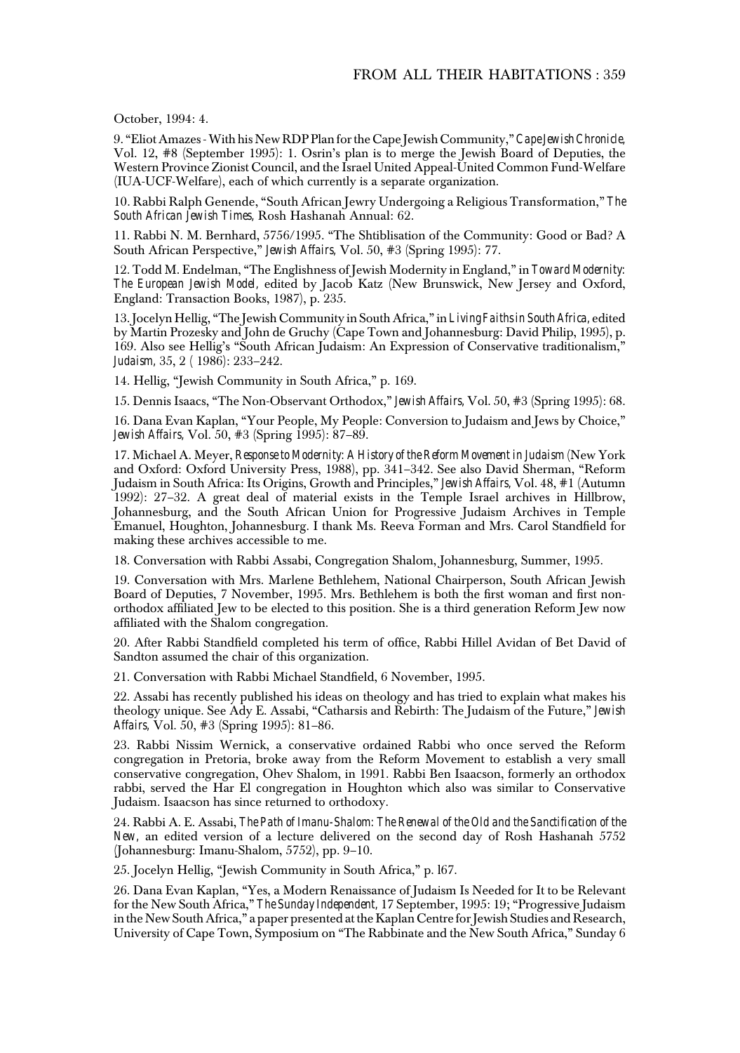October, 1994: 4.

9. "Eliot Amazes - With his New RDP Plan for the Cape Jewish Community," *Cape Jewish Chronicle*, Vol. 12, #8 (September 1995): 1. Osrin's plan is to merge the Jewish Board of Deputies, the Western Province Zionist Council, and the Israel United Appeal-United Common Fund-Welfare (IUA-UCF-Welfare), each of which currently is a separate organization.

10. Rabbi Ralph Genende, "South African Jewry Undergoing a Religious Transformation," *The South African Jewish Times*, Rosh Hashanah Annual: 62.

11. Rabbi N. M. Bernhard, 5756/1995. "The Shtiblisation of the Community: Good or Bad? A South African Perspective," *Jewish Affairs*, Vol. 50, #3 (Spring 1995): 77.

12. Todd M. Endelman, "The Englishness of Jewish Modernity in England," in *Toward Modernity: The European Jewish Model*, edited by Jacob Katz (New Brunswick, New Jersey and Oxford, England: Transaction Books, 1987), p. 235.

13. Jocelyn Hellig, "The Jewish Community in South Africa," in *Living Faiths in South Africa*, edited by Martin Prozesky and John de Gruchy (Cape Town and Johannesburg: David Philip, 1995), p. 169. Also see Hellig's "South African Judaism: An Expression of Conservative traditionalism," *Judaism*, 35, 2 ( 1986): 233–242.

14. Hellig, "Jewish Community in South Africa," p. 169.

15. Dennis Isaacs, "The Non-Observant Orthodox," *Jewish Affairs*, Vol. 50, #3 (Spring 1995): 68.

16. Dana Evan Kaplan, "Your People, My People: Conversion to Judaism and Jews by Choice," *Jewish Affairs*, Vol. 50, #3 (Spring 1995): 87–89.

17. Michael A. Meyer, *Response to Modernity: A History of the Reform Movement in Judaism* (New York and Oxford: Oxford University Press, 1988), pp. 341–342. See also David Sherman, "Reform Judaism in South Africa: Its Origins, Growth and Principles," *Jewish Affairs*, Vol. 48, #1 (Autumn 1992): 27–32. A great deal of material exists in the Temple Israel archives in Hillbrow, Johannesburg, and the South African Union for Progressive Judaism Archives in Temple Emanuel, Houghton, Johannesburg. I thank Ms. Reeva Forman and Mrs. Carol Standfield for making these archives accessible to me.

18. Conversation with Rabbi Assabi, Congregation Shalom, Johannesburg, Summer, 1995.

19. Conversation with Mrs. Marlene Bethlehem, National Chairperson, South African Jewish Board of Deputies, 7 November, 1995. Mrs. Bethlehem is both the first woman and first non-orthodox affiliated Jew to be elected to this position. She is a third generation Reform Jew now affiliated with the Shalom congregation.

20. After Rabbi Standfield completed his term of office, Rabbi Hillel Avidan of Bet David of Sandton assumed the chair of this organization.

21. Conversation with Rabbi Michael Standfield, 6 November, 1995.

22. Assabi has recently published his ideas on theology and has tried to explain what makes his theology unique. See Ady E. Assabi, "Catharsis and Rebirth: The Judaism of the Future," *Jewish Affairs*, Vol. 50, #3 (Spring 1995): 81–86.

23. Rabbi Nissim Wernick, a conservative ordained Rabbi who once served the Reform congregation in Pretoria, broke away from the Reform Movement to establish a very small conservative congregation, Ohev Shalom, in 1991. Rabbi Ben Isaacson, formerly an orthodox rabbi, served the Har El congregation in Houghton which also was similar to Conservative Judaism. Isaacson has since returned to orthodoxy.

24. Rabbi A. E. Assabi, *The Path of Imanu-Shalom: The Renewal of the Old and the Sanctification of the New*, an edited version of a lecture delivered on the second day of Rosh Hashanah 5752 (Johannesburg: Imanu-Shalom, 5752), pp. 9–10.

25. Jocelyn Hellig, "Jewish Community in South Africa," p. l67.

26. Dana Evan Kaplan, "Yes, a Modern Renaissance of Judaism Is Needed for It to be Relevant for the New South Africa," *The Sunday Independent*, 17 September, 1995: 19; "Progressive Judaism in the New South Africa," a paper presented at the Kaplan Centre for Jewish Studies and Research, University of Cape Town, Symposium on "The Rabbinate and the New South Africa," Sunday 6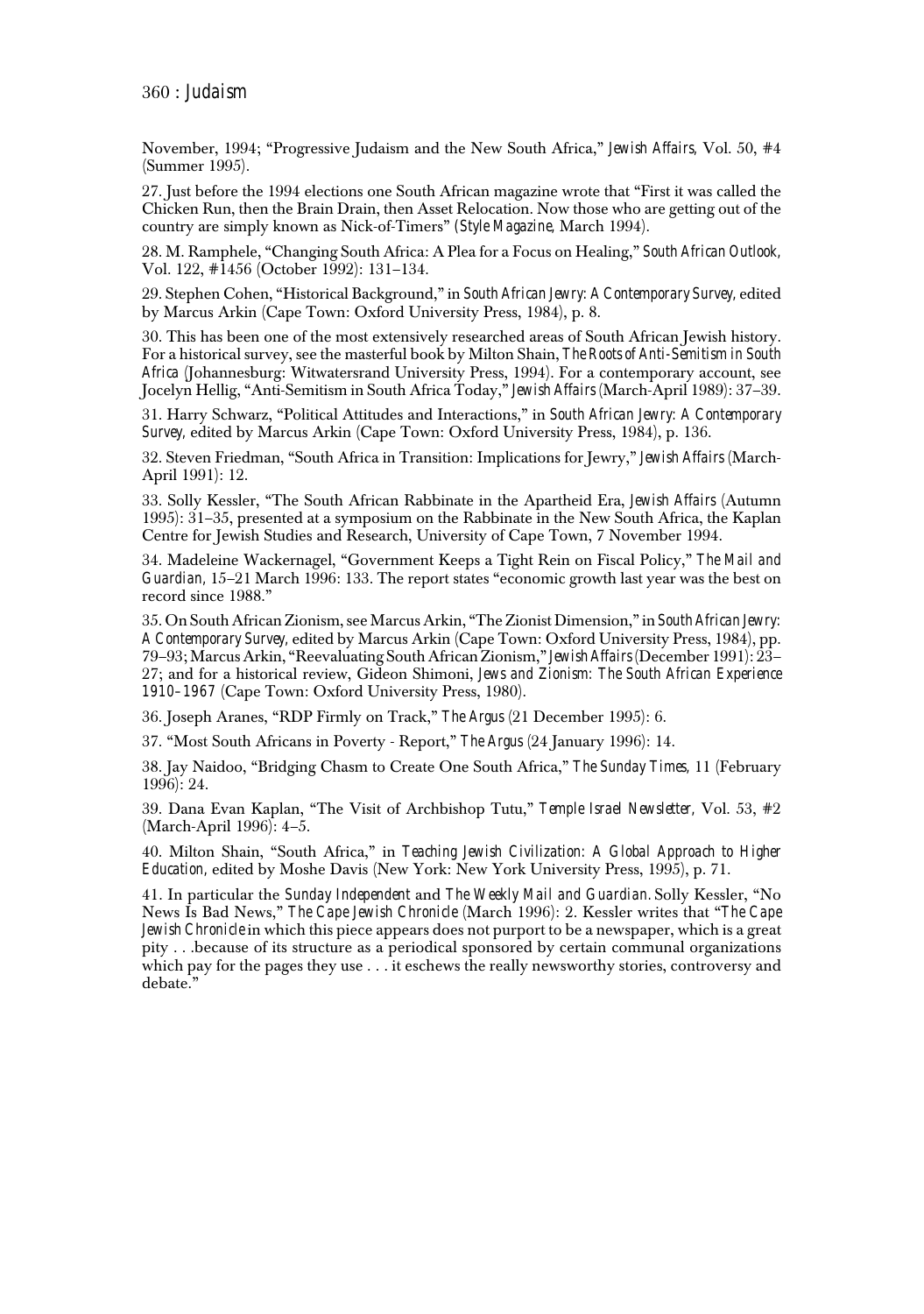November, 1994; "Progressive Judaism and the New South Africa," *Jewish Affairs*, Vol. 50, #4 (Summer 1995).

27. Just before the 1994 elections one South African magazine wrote that "First it was called the Chicken Run, then the Brain Drain, then Asset Relocation. Now those who are getting out of the country are simply known as Nick-of-Timers" (*Style Magazine*, March 1994).

28. M. Ramphele, "Changing South Africa: A Plea for a Focus on Healing," *South African Outlook*, Vol. 122, #1456 (October 1992): 131–134.

29. Stephen Cohen, "Historical Background," in *South African Jewry: A Contemporary Survey*, edited by Marcus Arkin (Cape Town: Oxford University Press, 1984), p. 8.

30. This has been one of the most extensively researched areas of South African Jewish history. For a historical survey, see the masterful book by Milton Shain, *The Roots of Anti-Semitism in South Africa* (Johannesburg: Witwatersrand University Press, 1994). For a contemporary account, see Jocelyn Hellig, "Anti-Semitism in South Africa Today," *Jewish Affairs* (March-April 1989): 37–39.

31. Harry Schwarz, "Political Attitudes and Interactions," in *South African Jewry: A Contemporary Survey*, edited by Marcus Arkin (Cape Town: Oxford University Press, 1984), p. 136.

32. Steven Friedman, "South Africa in Transition: Implications for Jewry," *Jewish Affairs* (March-April 1991): 12.

33. Solly Kessler, "The South African Rabbinate in the Apartheid Era, *Jewish Affairs* (Autumn 1995): 31–35, presented at a symposium on the Rabbinate in the New South Africa, the Kaplan Centre for Jewish Studies and Research, University of Cape Town, 7 November 1994.

34. Madeleine Wackernagel, "Government Keeps a Tight Rein on Fiscal Policy," *The Mail and Guardian*, 15–21 March 1996: 133. The report states "economic growth last year was the best on record since 1988."

35. On South African Zionism, see Marcus Arkin, "The Zionist Dimension," in *South African Jewry: A Contemporary Survey*, edited by Marcus Arkin (Cape Town: Oxford University Press, 1984), pp. 79–93; Marcus Arkin, "Reevaluating South African Zionism," *Jewish Affairs* (December 1991): 23–27; and for a historical review, Gideon Shimoni, *Jews and Zionism: The South African Experience 1910–1967* (Cape Town: Oxford University Press, 1980).

36. Joseph Aranes, "RDP Firmly on Track," *The Argus* (21 December 1995): 6.

37. "Most South Africans in Poverty - Report," *The Argus* (24 January 1996): 14.

38. Jay Naidoo, "Bridging Chasm to Create One South Africa," *The Sunday Times*, 11 (February 1996): 24.

39. Dana Evan Kaplan, "The Visit of Archbishop Tutu," *Temple Israel Newsletter*, Vol. 53, #2 (March-April 1996): 4–5.

40. Milton Shain, "South Africa," in *Teaching Jewish Civilization: A Global Approach to Higher Education*, edited by Moshe Davis (New York: New York University Press, 1995), p. 71.

41. In particular the *Sunday Independent* and *The Weekly Mail and Guardian*. Solly Kessler, "No News Is Bad News," *The Cape Jewish Chronicle* (March 1996): 2. Kessler writes that "*The Cape Jewish Chronicle* in which this piece appears does not purport to be a newspaper, which is a great pity . . .because of its structure as a periodical sponsored by certain communal organizations which pay for the pages they use . . . it eschews the really newsworthy stories, controversy and debate."